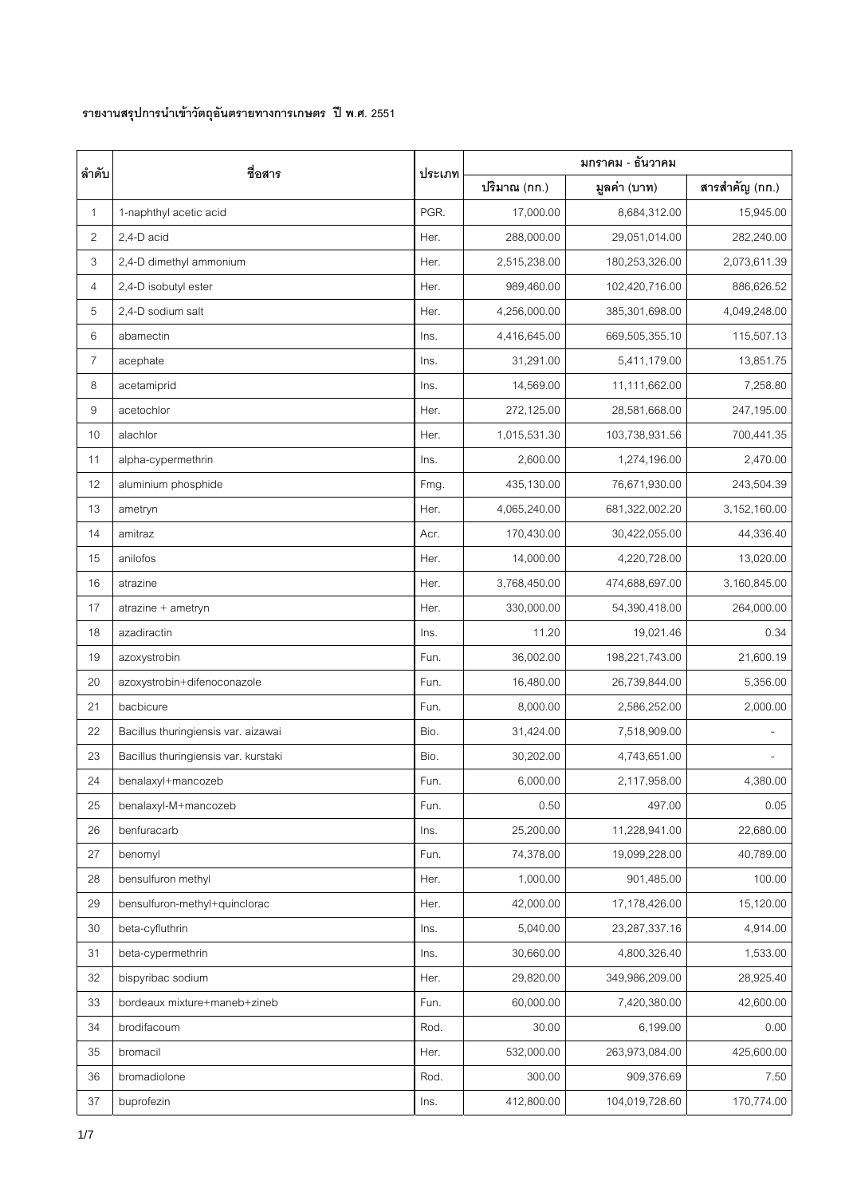**รายงานสรุปการนำเข้าวัตถุอันตรายทางการเกษตร ปี พ.ศ. 2551**

| ลำดับ | ชื่อสาร | ประเภท | มกราคม - ธันวาคม | | |
|---|---|---|---|---|---|
| | | | ปริมาณ (กก.) | มูลค่า (บาท) | สารสำคัญ (กก.) |
| 1 | 1-naphthyl acetic acid | PGR. | 17,000.00 | 8,684,312.00 | 15,945.00 |
| 2 | 2,4-D acid | Her. | 288,000.00 | 29,051,014.00 | 282,240.00 |
| 3 | 2,4-D dimethyl ammonium | Her. | 2,515,238.00 | 180,253,326.00 | 2,073,611.39 |
| 4 | 2,4-D isobutyl ester | Her. | 989,460.00 | 102,420,716.00 | 886,626.52 |
| 5 | 2,4-D sodium salt | Her. | 4,256,000.00 | 385,301,698.00 | 4,049,248.00 |
| 6 | abamectin | Ins. | 4,416,645.00 | 669,505,355.10 | 115,507.13 |
| 7 | acephate | Ins. | 31,291.00 | 5,411,179.00 | 13,851.75 |
| 8 | acetamiprid | Ins. | 14,569.00 | 11,111,662.00 | 7,258.80 |
| 9 | acetochlor | Her. | 272,125.00 | 28,581,668.00 | 247,195.00 |
| 10 | alachlor | Her. | 1,015,531.30 | 103,738,931.56 | 700,441.35 |
| 11 | alpha-cypermethrin | Ins. | 2,600.00 | 1,274,196.00 | 2,470.00 |
| 12 | aluminium phosphide | Fmg. | 435,130.00 | 76,671,930.00 | 243,504.39 |
| 13 | ametryn | Her. | 4,065,240.00 | 681,322,002.20 | 3,152,160.00 |
| 14 | amitraz | Acr. | 170,430.00 | 30,422,055.00 | 44,336.40 |
| 15 | anilofos | Her. | 14,000.00 | 4,220,728.00 | 13,020.00 |
| 16 | atrazine | Her. | 3,768,450.00 | 474,688,697.00 | 3,160,845.00 |
| 17 | atrazine + ametryn | Her. | 330,000.00 | 54,390,418.00 | 264,000.00 |
| 18 | azadiractin | Ins. | 11.20 | 19,021.46 | 0.34 |
| 19 | azoxystrobin | Fun. | 36,002.00 | 198,221,743.00 | 21,600.19 |
| 20 | azoxystrobin+difenoconazole | Fun. | 16,480.00 | 26,739,844.00 | 5,356.00 |
| 21 | bacbicure | Fun. | 8,000.00 | 2,586,252.00 | 2,000.00 |
| 22 | Bacillus thuringiensis var. aizawai | Bio. | 31,424.00 | 7,518,909.00 | - |
| 23 | Bacillus thuringiensis var. kurstaki | Bio. | 30,202.00 | 4,743,651.00 | - |
| 24 | benalaxyl+mancozeb | Fun. | 6,000.00 | 2,117,958.00 | 4,380.00 |
| 25 | benalaxyl-M+mancozeb | Fun. | 0.50 | 497.00 | 0.05 |
| 26 | benfuracarb | Ins. | 25,200.00 | 11,228,941.00 | 22,680.00 |
| 27 | benomyl | Fun. | 74,378.00 | 19,099,228.00 | 40,789.00 |
| 28 | bensulfuron methyl | Her. | 1,000.00 | 901,485.00 | 100.00 |
| 29 | bensulfuron-methyl+quinclorac | Her. | 42,000.00 | 17,178,426.00 | 15,120.00 |
| 30 | beta-cyfluthrin | Ins. | 5,040.00 | 23,287,337.16 | 4,914.00 |
| 31 | beta-cypermethrin | Ins. | 30,660.00 | 4,800,326.40 | 1,533.00 |
| 32 | bispyribac sodium | Her. | 29,820.00 | 349,986,209.00 | 28,925.40 |
| 33 | bordeaux mixture+maneb+zineb | Fun. | 60,000.00 | 7,420,380.00 | 42,600.00 |
| 34 | brodifacoum | Rod. | 30.00 | 6,199.00 | 0.00 |
| 35 | bromacil | Her. | 532,000.00 | 263,973,084.00 | 425,600.00 |
| 36 | bromadiolone | Rod. | 300.00 | 909,376.69 | 7.50 |
| 37 | buprofezin | Ins. | 412,800.00 | 104,019,728.60 | 170,774.00 |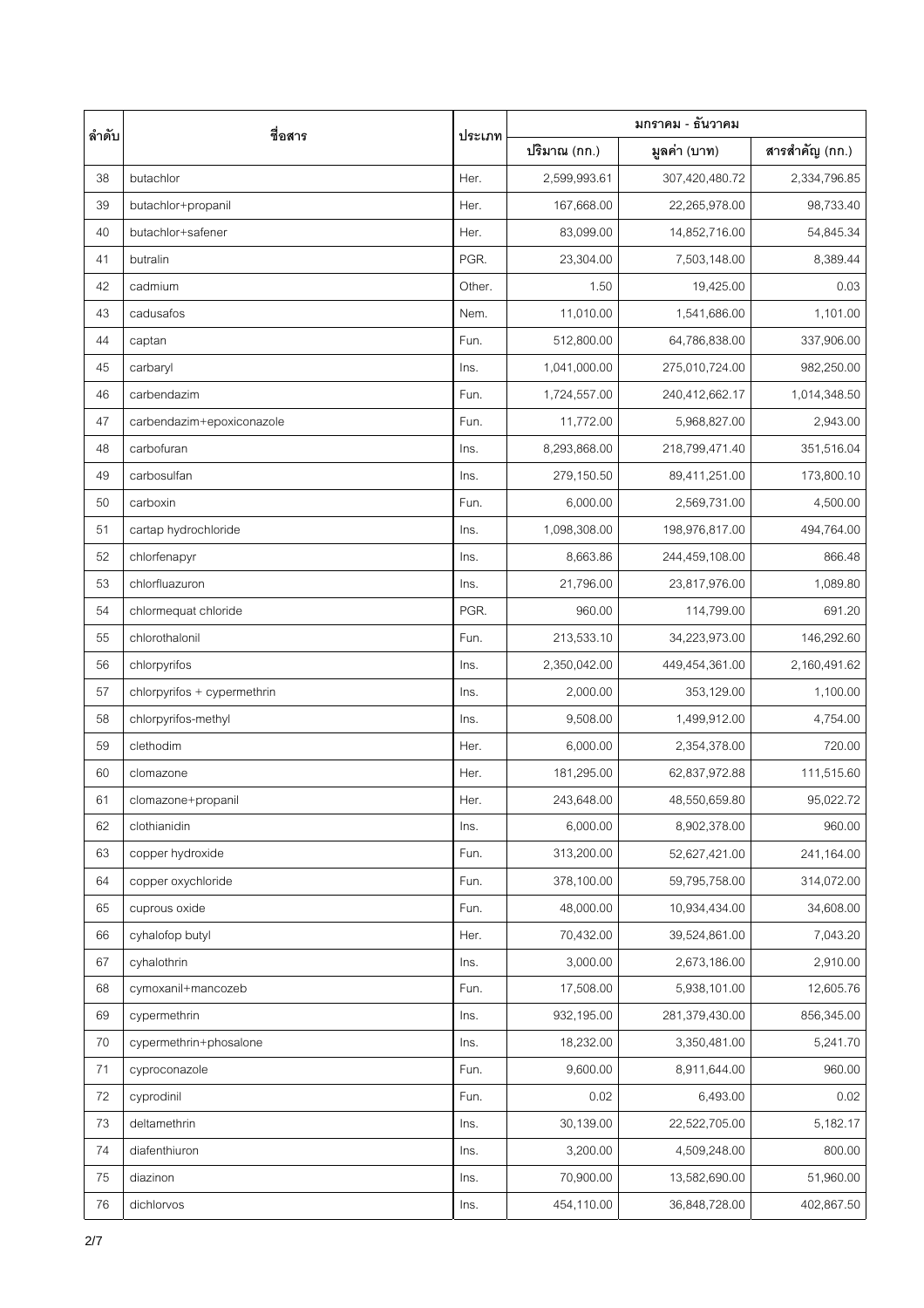| ลำดับ | ชื่อสาร | ประเภท | มกราคม - ธันวาคม | | |
|---|---|---|---|---|---|
| | | | ปริมาณ (กก.) | มูลค่า (บาท) | สารสำคัญ (กก.) |
| 38 | butachlor | Her. | 2,599,993.61 | 307,420,480.72 | 2,334,796.85 |
| 39 | butachlor+propanil | Her. | 167,668.00 | 22,265,978.00 | 98,733.40 |
| 40 | butachlor+safener | Her. | 83,099.00 | 14,852,716.00 | 54,845.34 |
| 41 | butralin | PGR. | 23,304.00 | 7,503,148.00 | 8,389.44 |
| 42 | cadmium | Other. | 1.50 | 19,425.00 | 0.03 |
| 43 | cadusafos | Nem. | 11,010.00 | 1,541,686.00 | 1,101.00 |
| 44 | captan | Fun. | 512,800.00 | 64,786,838.00 | 337,906.00 |
| 45 | carbaryl | Ins. | 1,041,000.00 | 275,010,724.00 | 982,250.00 |
| 46 | carbendazim | Fun. | 1,724,557.00 | 240,412,662.17 | 1,014,348.50 |
| 47 | carbendazim+epoxiconazole | Fun. | 11,772.00 | 5,968,827.00 | 2,943.00 |
| 48 | carbofuran | Ins. | 8,293,868.00 | 218,799,471.40 | 351,516.04 |
| 49 | carbosulfan | Ins. | 279,150.50 | 89,411,251.00 | 173,800.10 |
| 50 | carboxin | Fun. | 6,000.00 | 2,569,731.00 | 4,500.00 |
| 51 | cartap hydrochloride | Ins. | 1,098,308.00 | 198,976,817.00 | 494,764.00 |
| 52 | chlorfenapyr | Ins. | 8,663.86 | 244,459,108.00 | 866.48 |
| 53 | chlorfluazuron | Ins. | 21,796.00 | 23,817,976.00 | 1,089.80 |
| 54 | chlormequat chloride | PGR. | 960.00 | 114,799.00 | 691.20 |
| 55 | chlorothalonil | Fun. | 213,533.10 | 34,223,973.00 | 146,292.60 |
| 56 | chlorpyrifos | Ins. | 2,350,042.00 | 449,454,361.00 | 2,160,491.62 |
| 57 | chlorpyrifos + cypermethrin | Ins. | 2,000.00 | 353,129.00 | 1,100.00 |
| 58 | chlorpyrifos-methyl | Ins. | 9,508.00 | 1,499,912.00 | 4,754.00 |
| 59 | clethodim | Her. | 6,000.00 | 2,354,378.00 | 720.00 |
| 60 | clomazone | Her. | 181,295.00 | 62,837,972.88 | 111,515.60 |
| 61 | clomazone+propanil | Her. | 243,648.00 | 48,550,659.80 | 95,022.72 |
| 62 | clothianidin | Ins. | 6,000.00 | 8,902,378.00 | 960.00 |
| 63 | copper hydroxide | Fun. | 313,200.00 | 52,627,421.00 | 241,164.00 |
| 64 | copper oxychloride | Fun. | 378,100.00 | 59,795,758.00 | 314,072.00 |
| 65 | cuprous oxide | Fun. | 48,000.00 | 10,934,434.00 | 34,608.00 |
| 66 | cyhalofop butyl | Her. | 70,432.00 | 39,524,861.00 | 7,043.20 |
| 67 | cyhalothrin | Ins. | 3,000.00 | 2,673,186.00 | 2,910.00 |
| 68 | cymoxanil+mancozeb | Fun. | 17,508.00 | 5,938,101.00 | 12,605.76 |
| 69 | cypermethrin | Ins. | 932,195.00 | 281,379,430.00 | 856,345.00 |
| 70 | cypermethrin+phosalone | Ins. | 18,232.00 | 3,350,481.00 | 5,241.70 |
| 71 | cyproconazole | Fun. | 9,600.00 | 8,911,644.00 | 960.00 |
| 72 | cyprodinil | Fun. | 0.02 | 6,493.00 | 0.02 |
| 73 | deltamethrin | Ins. | 30,139.00 | 22,522,705.00 | 5,182.17 |
| 74 | diafenthiuron | Ins. | 3,200.00 | 4,509,248.00 | 800.00 |
| 75 | diazinon | Ins. | 70,900.00 | 13,582,690.00 | 51,960.00 |
| 76 | dichlorvos | Ins. | 454,110.00 | 36,848,728.00 | 402,867.50 |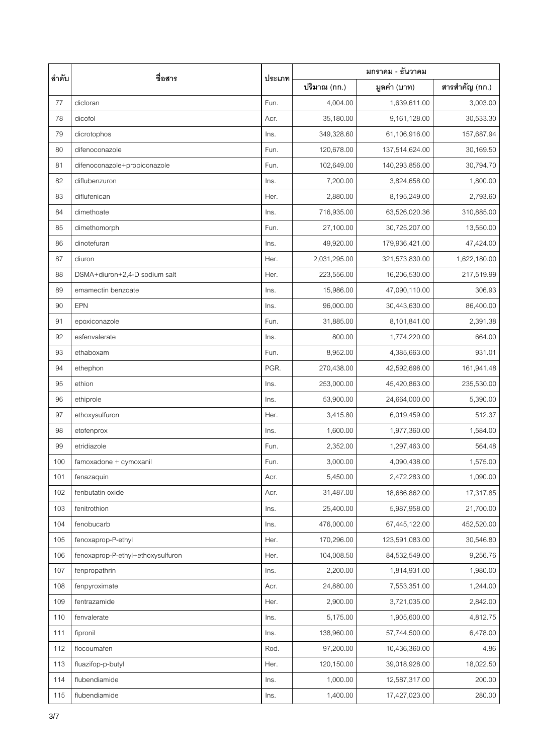| ลำดับ | ชื่อสาร | ประเภท | มกราคม - ธันวาคม | | |
|---|---|---|---|---|---|
| | | | ปริมาณ (กก.) | มูลค่า (บาท) | สารสำคัญ (กก.) |
| 77 | dicloran | Fun. | 4,004.00 | 1,639,611.00 | 3,003.00 |
| 78 | dicofol | Acr. | 35,180.00 | 9,161,128.00 | 30,533.30 |
| 79 | dicrotophos | Ins. | 349,328.60 | 61,106,916.00 | 157,687.94 |
| 80 | difenoconazole | Fun. | 120,678.00 | 137,514,624.00 | 30,169.50 |
| 81 | difenoconazole+propiconazole | Fun. | 102,649.00 | 140,293,856.00 | 30,794.70 |
| 82 | diflubenzuron | Ins. | 7,200.00 | 3,824,658.00 | 1,800.00 |
| 83 | diflufenican | Her. | 2,880.00 | 8,195,249.00 | 2,793.60 |
| 84 | dimethoate | Ins. | 716,935.00 | 63,526,020.36 | 310,885.00 |
| 85 | dimethomorph | Fun. | 27,100.00 | 30,725,207.00 | 13,550.00 |
| 86 | dinotefuran | Ins. | 49,920.00 | 179,936,421.00 | 47,424.00 |
| 87 | diuron | Her. | 2,031,295.00 | 321,573,830.00 | 1,622,180.00 |
| 88 | DSMA+diuron+2,4-D sodium salt | Her. | 223,556.00 | 16,206,530.00 | 217,519.99 |
| 89 | emamectin benzoate | Ins. | 15,986.00 | 47,090,110.00 | 306.93 |
| 90 | EPN | Ins. | 96,000.00 | 30,443,630.00 | 86,400.00 |
| 91 | epoxiconazole | Fun. | 31,885.00 | 8,101,841.00 | 2,391.38 |
| 92 | esfenvalerate | Ins. | 800.00 | 1,774,220.00 | 664.00 |
| 93 | ethaboxam | Fun. | 8,952.00 | 4,385,663.00 | 931.01 |
| 94 | ethephon | PGR. | 270,438.00 | 42,592,698.00 | 161,941.48 |
| 95 | ethion | Ins. | 253,000.00 | 45,420,863.00 | 235,530.00 |
| 96 | ethiprole | Ins. | 53,900.00 | 24,664,000.00 | 5,390.00 |
| 97 | ethoxysulfuron | Her. | 3,415.80 | 6,019,459.00 | 512.37 |
| 98 | etofenprox | Ins. | 1,600.00 | 1,977,360.00 | 1,584.00 |
| 99 | etridiazole | Fun. | 2,352.00 | 1,297,463.00 | 564.48 |
| 100 | famoxadone + cymoxanil | Fun. | 3,000.00 | 4,090,438.00 | 1,575.00 |
| 101 | fenazaquin | Acr. | 5,450.00 | 2,472,283.00 | 1,090.00 |
| 102 | fenbutatin oxide | Acr. | 31,487.00 | 18,686,862.00 | 17,317.85 |
| 103 | fenitrothion | Ins. | 25,400.00 | 5,987,958.00 | 21,700.00 |
| 104 | fenobucarb | Ins. | 476,000.00 | 67,445,122.00 | 452,520.00 |
| 105 | fenoxaprop-P-ethyl | Her. | 170,296.00 | 123,591,083.00 | 30,546.80 |
| 106 | fenoxaprop-P-ethyl+ethoxysulfuron | Her. | 104,008.50 | 84,532,549.00 | 9,256.76 |
| 107 | fenpropathrin | Ins. | 2,200.00 | 1,814,931.00 | 1,980.00 |
| 108 | fenpyroximate | Acr. | 24,880.00 | 7,553,351.00 | 1,244.00 |
| 109 | fentrazamide | Her. | 2,900.00 | 3,721,035.00 | 2,842.00 |
| 110 | fenvalerate | Ins. | 5,175.00 | 1,905,600.00 | 4,812.75 |
| 111 | fipronil | Ins. | 138,960.00 | 57,744,500.00 | 6,478.00 |
| 112 | flocoumafen | Rod. | 97,200.00 | 10,436,360.00 | 4.86 |
| 113 | fluazifop-p-butyl | Her. | 120,150.00 | 39,018,928.00 | 18,022.50 |
| 114 | flubendiamide | Ins. | 1,000.00 | 12,587,317.00 | 200.00 |
| 115 | flubendiamide | Ins. | 1,400.00 | 17,427,023.00 | 280.00 |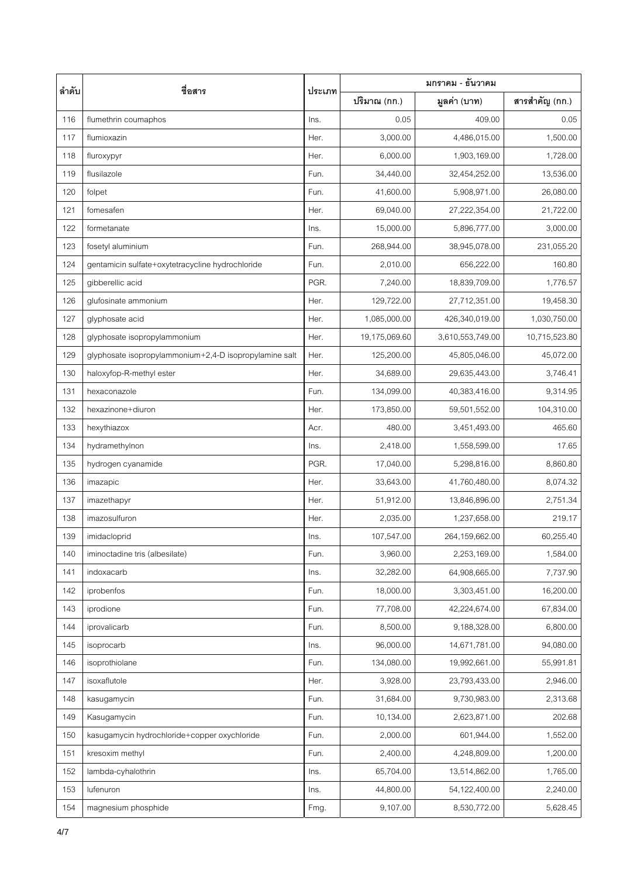| ลำดับ | ชื่อสาร | ประเภท | มกราคม - ธันวาคม | | |
|---|---|---|---|---|---|
| | | | ปริมาณ (กก.) | มูลค่า (บาท) | สารสำคัญ (กก.) |
| 116 | flumethrin coumaphos | Ins. | 0.05 | 409.00 | 0.05 |
| 117 | flumioxazin | Her. | 3,000.00 | 4,486,015.00 | 1,500.00 |
| 118 | fluroxypyr | Her. | 6,000.00 | 1,903,169.00 | 1,728.00 |
| 119 | flusilazole | Fun. | 34,440.00 | 32,454,252.00 | 13,536.00 |
| 120 | folpet | Fun. | 41,600.00 | 5,908,971.00 | 26,080.00 |
| 121 | fomesafen | Her. | 69,040.00 | 27,222,354.00 | 21,722.00 |
| 122 | formetanate | Ins. | 15,000.00 | 5,896,777.00 | 3,000.00 |
| 123 | fosetyl aluminium | Fun. | 268,944.00 | 38,945,078.00 | 231,055.20 |
| 124 | gentamicin sulfate+oxytetracycline hydrochloride | Fun. | 2,010.00 | 656,222.00 | 160.80 |
| 125 | gibberellic acid | PGR. | 7,240.00 | 18,839,709.00 | 1,776.57 |
| 126 | glufosinate ammonium | Her. | 129,722.00 | 27,712,351.00 | 19,458.30 |
| 127 | glyphosate acid | Her. | 1,085,000.00 | 426,340,019.00 | 1,030,750.00 |
| 128 | glyphosate isopropylammonium | Her. | 19,175,069.60 | 3,610,553,749.00 | 10,715,523.80 |
| 129 | glyphosate isopropylammonium+2,4-D isopropylamine salt | Her. | 125,200.00 | 45,805,046.00 | 45,072.00 |
| 130 | haloxyfop-R-methyl ester | Her. | 34,689.00 | 29,635,443.00 | 3,746.41 |
| 131 | hexaconazole | Fun. | 134,099.00 | 40,383,416.00 | 9,314.95 |
| 132 | hexazinone+diuron | Her. | 173,850.00 | 59,501,552.00 | 104,310.00 |
| 133 | hexythiazox | Acr. | 480.00 | 3,451,493.00 | 465.60 |
| 134 | hydramethylnon | Ins. | 2,418.00 | 1,558,599.00 | 17.65 |
| 135 | hydrogen cyanamide | PGR. | 17,040.00 | 5,298,816.00 | 8,860.80 |
| 136 | imazapic | Her. | 33,643.00 | 41,760,480.00 | 8,074.32 |
| 137 | imazethapyr | Her. | 51,912.00 | 13,846,896.00 | 2,751.34 |
| 138 | imazosulfuron | Her. | 2,035.00 | 1,237,658.00 | 219.17 |
| 139 | imidacloprid | Ins. | 107,547.00 | 264,159,662.00 | 60,255.40 |
| 140 | iminoctadine tris (albesilate) | Fun. | 3,960.00 | 2,253,169.00 | 1,584.00 |
| 141 | indoxacarb | Ins. | 32,282.00 | 64,908,665.00 | 7,737.90 |
| 142 | iprobenfos | Fun. | 18,000.00 | 3,303,451.00 | 16,200.00 |
| 143 | iprodione | Fun. | 77,708.00 | 42,224,674.00 | 67,834.00 |
| 144 | iprovalicarb | Fun. | 8,500.00 | 9,188,328.00 | 6,800.00 |
| 145 | isoprocarb | Ins. | 96,000.00 | 14,671,781.00 | 94,080.00 |
| 146 | isoprothiolane | Fun. | 134,080.00 | 19,992,661.00 | 55,991.81 |
| 147 | isoxaflutole | Her. | 3,928.00 | 23,793,433.00 | 2,946.00 |
| 148 | kasugamycin | Fun. | 31,684.00 | 9,730,983.00 | 2,313.68 |
| 149 | Kasugamycin | Fun. | 10,134.00 | 2,623,871.00 | 202.68 |
| 150 | kasugamycin hydrochloride+copper oxychloride | Fun. | 2,000.00 | 601,944.00 | 1,552.00 |
| 151 | kresoxim methyl | Fun. | 2,400.00 | 4,248,809.00 | 1,200.00 |
| 152 | lambda-cyhalothrin | Ins. | 65,704.00 | 13,514,862.00 | 1,765.00 |
| 153 | lufenuron | Ins. | 44,800.00 | 54,122,400.00 | 2,240.00 |
| 154 | magnesium phosphide | Fmg. | 9,107.00 | 8,530,772.00 | 5,628.45 |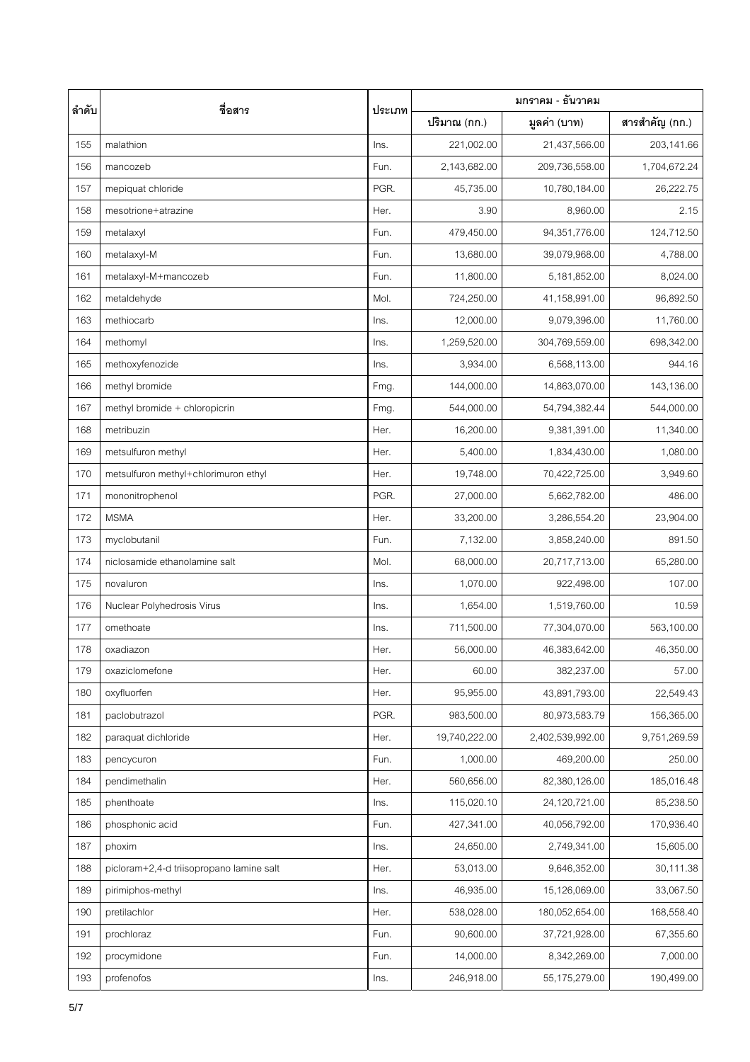| ลำดับ | ชื่อสาร | ประเภท | มกราคม - ธันวาคม | | |
|---|---|---|---|---|---|
| | | | ปริมาณ (กก.) | มูลค่า (บาท) | สารสำคัญ (กก.) |
| 155 | malathion | Ins. | 221,002.00 | 21,437,566.00 | 203,141.66 |
| 156 | mancozeb | Fun. | 2,143,682.00 | 209,736,558.00 | 1,704,672.24 |
| 157 | mepiquat chloride | PGR. | 45,735.00 | 10,780,184.00 | 26,222.75 |
| 158 | mesotrione+atrazine | Her. | 3.90 | 8,960.00 | 2.15 |
| 159 | metalaxyl | Fun. | 479,450.00 | 94,351,776.00 | 124,712.50 |
| 160 | metalaxyl-M | Fun. | 13,680.00 | 39,079,968.00 | 4,788.00 |
| 161 | metalaxyl-M+mancozeb | Fun. | 11,800.00 | 5,181,852.00 | 8,024.00 |
| 162 | metaldehyde | Mol. | 724,250.00 | 41,158,991.00 | 96,892.50 |
| 163 | methiocarb | Ins. | 12,000.00 | 9,079,396.00 | 11,760.00 |
| 164 | methomyl | Ins. | 1,259,520.00 | 304,769,559.00 | 698,342.00 |
| 165 | methoxyfenozide | Ins. | 3,934.00 | 6,568,113.00 | 944.16 |
| 166 | methyl bromide | Fmg. | 144,000.00 | 14,863,070.00 | 143,136.00 |
| 167 | methyl bromide + chloropicrin | Fmg. | 544,000.00 | 54,794,382.44 | 544,000.00 |
| 168 | metribuzin | Her. | 16,200.00 | 9,381,391.00 | 11,340.00 |
| 169 | metsulfuron methyl | Her. | 5,400.00 | 1,834,430.00 | 1,080.00 |
| 170 | metsulfuron methyl+chlorimuron ethyl | Her. | 19,748.00 | 70,422,725.00 | 3,949.60 |
| 171 | mononitrophenol | PGR. | 27,000.00 | 5,662,782.00 | 486.00 |
| 172 | MSMA | Her. | 33,200.00 | 3,286,554.20 | 23,904.00 |
| 173 | myclobutanil | Fun. | 7,132.00 | 3,858,240.00 | 891.50 |
| 174 | niclosamide ethanolamine salt | Mol. | 68,000.00 | 20,717,713.00 | 65,280.00 |
| 175 | novaluron | Ins. | 1,070.00 | 922,498.00 | 107.00 |
| 176 | Nuclear Polyhedrosis Virus | Ins. | 1,654.00 | 1,519,760.00 | 10.59 |
| 177 | omethoate | Ins. | 711,500.00 | 77,304,070.00 | 563,100.00 |
| 178 | oxadiazon | Her. | 56,000.00 | 46,383,642.00 | 46,350.00 |
| 179 | oxaziclomefone | Her. | 60.00 | 382,237.00 | 57.00 |
| 180 | oxyfluorfen | Her. | 95,955.00 | 43,891,793.00 | 22,549.43 |
| 181 | paclobutrazol | PGR. | 983,500.00 | 80,973,583.79 | 156,365.00 |
| 182 | paraquat dichloride | Her. | 19,740,222.00 | 2,402,539,992.00 | 9,751,269.59 |
| 183 | pencycuron | Fun. | 1,000.00 | 469,200.00 | 250.00 |
| 184 | pendimethalin | Her. | 560,656.00 | 82,380,126.00 | 185,016.48 |
| 185 | phenthoate | Ins. | 115,020.10 | 24,120,721.00 | 85,238.50 |
| 186 | phosphonic acid | Fun. | 427,341.00 | 40,056,792.00 | 170,936.40 |
| 187 | phoxim | Ins. | 24,650.00 | 2,749,341.00 | 15,605.00 |
| 188 | picloram+2,4-d triisopropano lamine salt | Her. | 53,013.00 | 9,646,352.00 | 30,111.38 |
| 189 | pirimiphos-methyl | Ins. | 46,935.00 | 15,126,069.00 | 33,067.50 |
| 190 | pretilachlor | Her. | 538,028.00 | 180,052,654.00 | 168,558.40 |
| 191 | prochloraz | Fun. | 90,600.00 | 37,721,928.00 | 67,355.60 |
| 192 | procymidone | Fun. | 14,000.00 | 8,342,269.00 | 7,000.00 |
| 193 | profenofos | Ins. | 246,918.00 | 55,175,279.00 | 190,499.00 |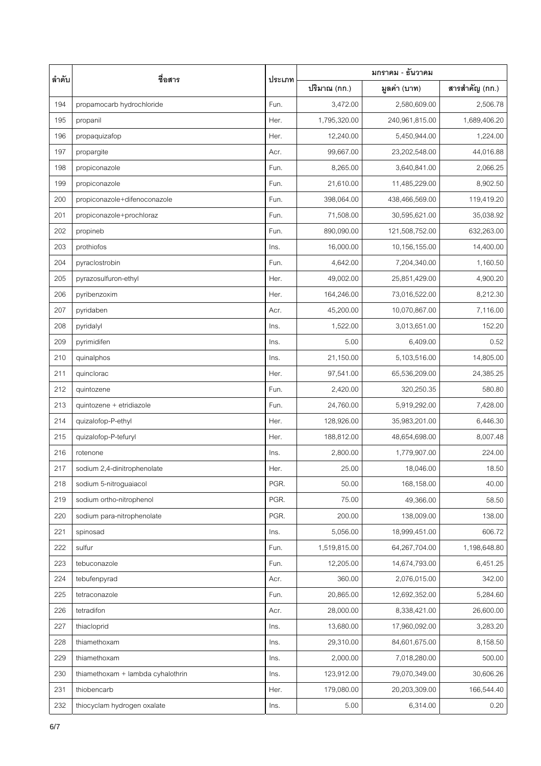| ลำดับ | ชื่อสาร | ประเภท | มกราคม - ธันวาคม | | |
|---|---|---|---|---|---|
| | | | ปริมาณ (กก.) | มูลค่า (บาท) | สารสำคัญ (กก.) |
| 194 | propamocarb hydrochloride | Fun. | 3,472.00 | 2,580,609.00 | 2,506.78 |
| 195 | propanil | Her. | 1,795,320.00 | 240,961,815.00 | 1,689,406.20 |
| 196 | propaquizafop | Her. | 12,240.00 | 5,450,944.00 | 1,224.00 |
| 197 | propargite | Acr. | 99,667.00 | 23,202,548.00 | 44,016.88 |
| 198 | propiconazole | Fun. | 8,265.00 | 3,640,841.00 | 2,066.25 |
| 199 | propiconazole | Fun. | 21,610.00 | 11,485,229.00 | 8,902.50 |
| 200 | propiconazole+difenoconazole | Fun. | 398,064.00 | 438,466,569.00 | 119,419.20 |
| 201 | propiconazole+prochloraz | Fun. | 71,508.00 | 30,595,621.00 | 35,038.92 |
| 202 | propineb | Fun. | 890,090.00 | 121,508,752.00 | 632,263.00 |
| 203 | prothiofos | Ins. | 16,000.00 | 10,156,155.00 | 14,400.00 |
| 204 | pyraclostrobin | Fun. | 4,642.00 | 7,204,340.00 | 1,160.50 |
| 205 | pyrazosulfuron-ethyl | Her. | 49,002.00 | 25,851,429.00 | 4,900.20 |
| 206 | pyribenzoxim | Her. | 164,246.00 | 73,016,522.00 | 8,212.30 |
| 207 | pyridaben | Acr. | 45,200.00 | 10,070,867.00 | 7,116.00 |
| 208 | pyridalyl | Ins. | 1,522.00 | 3,013,651.00 | 152.20 |
| 209 | pyrimidifen | Ins. | 5.00 | 6,409.00 | 0.52 |
| 210 | quinalphos | Ins. | 21,150.00 | 5,103,516.00 | 14,805.00 |
| 211 | quinclorac | Her. | 97,541.00 | 65,536,209.00 | 24,385.25 |
| 212 | quintozene | Fun. | 2,420.00 | 320,250.35 | 580.80 |
| 213 | quintozene + etridiazole | Fun. | 24,760.00 | 5,919,292.00 | 7,428.00 |
| 214 | quizalofop-P-ethyl | Her. | 128,926.00 | 35,983,201.00 | 6,446.30 |
| 215 | quizalofop-P-tefuryl | Her. | 188,812.00 | 48,654,698.00 | 8,007.48 |
| 216 | rotenone | Ins. | 2,800.00 | 1,779,907.00 | 224.00 |
| 217 | sodium 2,4-dinitrophenolate | Her. | 25.00 | 18,046.00 | 18.50 |
| 218 | sodium 5-nitroguaiacol | PGR. | 50.00 | 168,158.00 | 40.00 |
| 219 | sodium ortho-nitrophenol | PGR. | 75.00 | 49,366.00 | 58.50 |
| 220 | sodium para-nitrophenolate | PGR. | 200.00 | 138,009.00 | 138.00 |
| 221 | spinosad | Ins. | 5,056.00 | 18,999,451.00 | 606.72 |
| 222 | sulfur | Fun. | 1,519,815.00 | 64,267,704.00 | 1,198,648.80 |
| 223 | tebuconazole | Fun. | 12,205.00 | 14,674,793.00 | 6,451.25 |
| 224 | tebufenpyrad | Acr. | 360.00 | 2,076,015.00 | 342.00 |
| 225 | tetraconazole | Fun. | 20,865.00 | 12,692,352.00 | 5,284.60 |
| 226 | tetradifon | Acr. | 28,000.00 | 8,338,421.00 | 26,600.00 |
| 227 | thiacloprid | Ins. | 13,680.00 | 17,960,092.00 | 3,283.20 |
| 228 | thiamethoxam | Ins. | 29,310.00 | 84,601,675.00 | 8,158.50 |
| 229 | thiamethoxam | Ins. | 2,000.00 | 7,018,280.00 | 500.00 |
| 230 | thiamethoxam + lambda cyhalothrin | Ins. | 123,912.00 | 79,070,349.00 | 30,606.26 |
| 231 | thiobencarb | Her. | 179,080.00 | 20,203,309.00 | 166,544.40 |
| 232 | thiocyclam hydrogen oxalate | Ins. | 5.00 | 6,314.00 | 0.20 |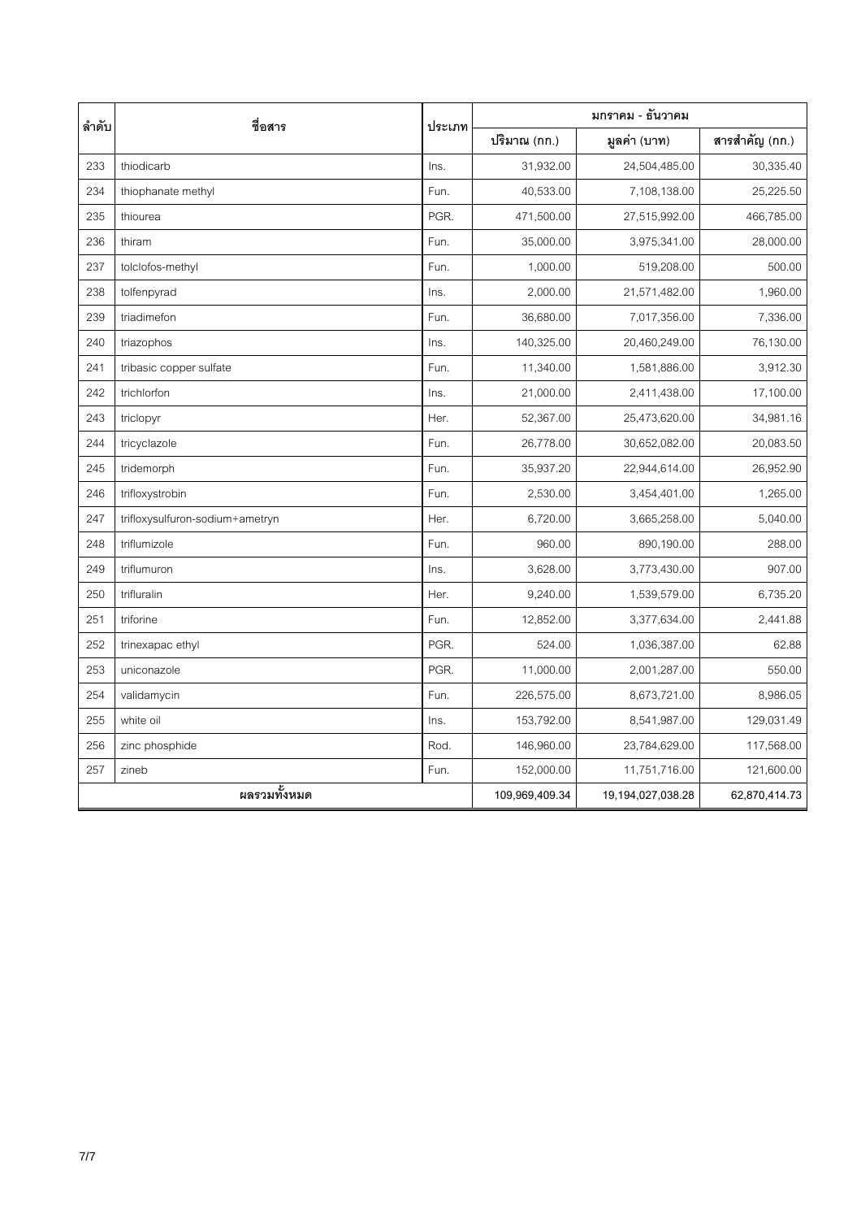| ลำดับ | ชื่อสาร | ประเภท | มกราคม - ธันวาคม | | |
|---|---|---|---|---|---|
| | | | ปริมาณ (กก.) | มูลค่า (บาท) | สารสำคัญ (กก.) |
| 233 | thiodicarb | Ins. | 31,932.00 | 24,504,485.00 | 30,335.40 |
| 234 | thiophanate methyl | Fun. | 40,533.00 | 7,108,138.00 | 25,225.50 |
| 235 | thiourea | PGR. | 471,500.00 | 27,515,992.00 | 466,785.00 |
| 236 | thiram | Fun. | 35,000.00 | 3,975,341.00 | 28,000.00 |
| 237 | tolclofos-methyl | Fun. | 1,000.00 | 519,208.00 | 500.00 |
| 238 | tolfenpyrad | Ins. | 2,000.00 | 21,571,482.00 | 1,960.00 |
| 239 | triadimefon | Fun. | 36,680.00 | 7,017,356.00 | 7,336.00 |
| 240 | triazophos | Ins. | 140,325.00 | 20,460,249.00 | 76,130.00 |
| 241 | tribasic copper sulfate | Fun. | 11,340.00 | 1,581,886.00 | 3,912.30 |
| 242 | trichlorfon | Ins. | 21,000.00 | 2,411,438.00 | 17,100.00 |
| 243 | triclopyr | Her. | 52,367.00 | 25,473,620.00 | 34,981.16 |
| 244 | tricyclazole | Fun. | 26,778.00 | 30,652,082.00 | 20,083.50 |
| 245 | tridemorph | Fun. | 35,937.20 | 22,944,614.00 | 26,952.90 |
| 246 | trifloxystrobin | Fun. | 2,530.00 | 3,454,401.00 | 1,265.00 |
| 247 | trifloxysulfuron-sodium+ametryn | Her. | 6,720.00 | 3,665,258.00 | 5,040.00 |
| 248 | triflumizole | Fun. | 960.00 | 890,190.00 | 288.00 |
| 249 | triflumuron | Ins. | 3,628.00 | 3,773,430.00 | 907.00 |
| 250 | trifluralin | Her. | 9,240.00 | 1,539,579.00 | 6,735.20 |
| 251 | triforine | Fun. | 12,852.00 | 3,377,634.00 | 2,441.88 |
| 252 | trinexapac ethyl | PGR. | 524.00 | 1,036,387.00 | 62.88 |
| 253 | uniconazole | PGR. | 11,000.00 | 2,001,287.00 | 550.00 |
| 254 | validamycin | Fun. | 226,575.00 | 8,673,721.00 | 8,986.05 |
| 255 | white oil | Ins. | 153,792.00 | 8,541,987.00 | 129,031.49 |
| 256 | zinc phosphide | Rod. | 146,960.00 | 23,784,629.00 | 117,568.00 |
| 257 | zineb | Fun. | 152,000.00 | 11,751,716.00 | 121,600.00 |
| ผลรวมทั้งหมด | | | 109,969,409.34 | 19,194,027,038.28 | 62,870,414.73 |